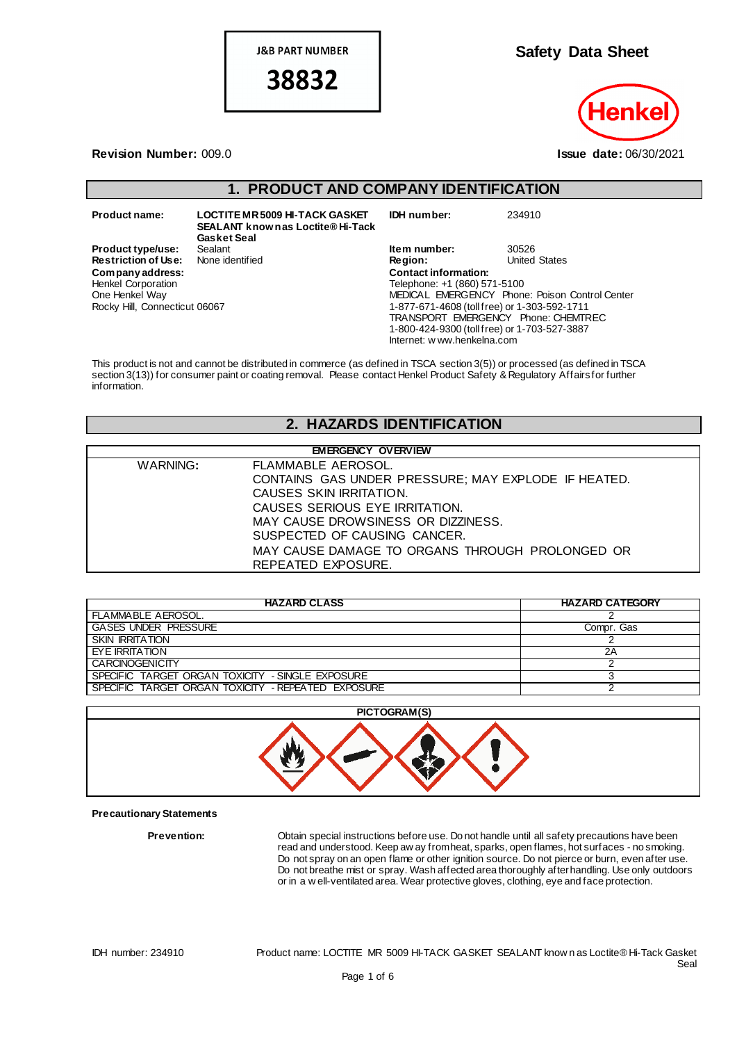**J&B PART NUMBER**

**38832**

# Safety Data Sheet

Henkel

**Revision Number:** 009.0

**Issue date:** 06/30/2021

## 1. PRODUCT AND COMPANY IDENTIFICATION

**Product name:** **LOCTITE MR 5009 HI-TACK GASKET SEALANT known as Loctite® Hi-Tack Gasket Seal**

**Product type/use:** Sealant

**Restriction of Use:** None identified

**Company address:**
Henkel Corporation
One Henkel Way
Rocky Hill, Connecticut 06067

**IDH number:** 234910

**Item number:** 30526

**Region:** United States

**Contact information:**
Telephone: +1 (860) 571-5100
MEDICAL EMERGENCY Phone: Poison Control Center
1-877-671-4608 (toll free) or 1-303-592-1711
TRANSPORT EMERGENCY Phone: CHEMTREC
1-800-424-9300 (toll free) or 1-703-527-3887
Internet: www.henkelna.com

This product is not and cannot be distributed in commerce (as defined in TSCA section 3(5)) or processed (as defined in TSCA section 3(13)) for consumer paint or coating removal. Please contact Henkel Product Safety & Regulatory Affairs for further information.

## 2. HAZARDS IDENTIFICATION

| EMERGENCY OVERVIEW | |
|---|---|
| WARNING: | FLAMMABLE AEROSOL.<br>CONTAINS GAS UNDER PRESSURE; MAY EXPLODE IF HEATED.<br>CAUSES SKIN IRRITATION.<br>CAUSES SERIOUS EYE IRRITATION.<br>MAY CAUSE DROWSINESS OR DIZZINESS.<br>SUSPECTED OF CAUSING CANCER.<br>MAY CAUSE DAMAGE TO ORGANS THROUGH PROLONGED OR REPEATED EXPOSURE. |

| HAZARD CLASS | HAZARD CATEGORY |
|---|---|
| FLAMMABLE AEROSOL. | 2 |
| GASES UNDER PRESSURE | Compr. Gas |
| SKIN IRRITATION | 2 |
| EYE IRRITATION | 2A |
| CARCINOGENICITY | 2 |
| SPECIFIC TARGET ORGAN TOXICITY - SINGLE EXPOSURE | 3 |
| SPECIFIC TARGET ORGAN TOXICITY - REPEATED EXPOSURE | 2 |

**PICTOGRAM(S)**

**Precautionary Statements**

**Prevention:** Obtain special instructions before use. Do not handle until all safety precautions have been read and understood. Keep away from heat, sparks, open flames, hot surfaces - no smoking. Do not spray on an open flame or other ignition source. Do not pierce or burn, even after use. Do not breathe mist or spray. Wash affected area thoroughly after handling. Use only outdoors or in a well-ventilated area. Wear protective gloves, clothing, eye and face protection.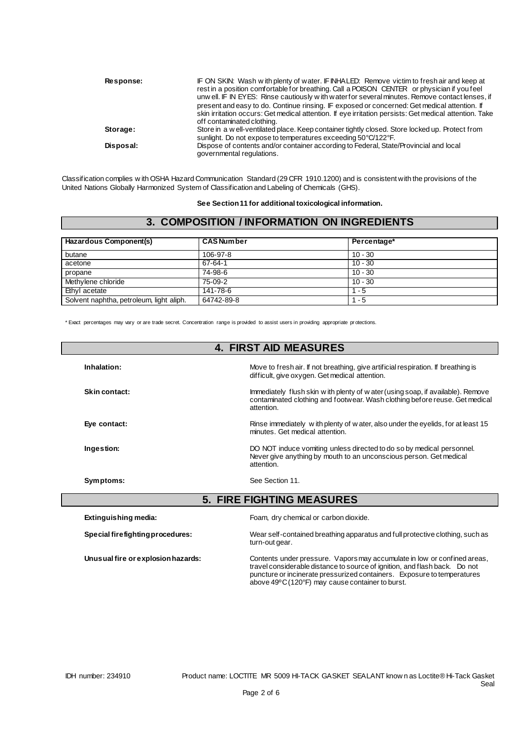**Response:** IF ON SKIN: Wash with plenty of water. IF INHALED: Remove victim to fresh air and keep at rest in a position comfortable for breathing. Call a POISON CENTER or physician if you feel unwell. IF IN EYES: Rinse cautiously with water for several minutes. Remove contact lenses, if present and easy to do. Continue rinsing. IF exposed or concerned: Get medical attention. If skin irritation occurs: Get medical attention. If eye irritation persists: Get medical attention. Take off contaminated clothing.

**Storage:** Store in a well-ventilated place. Keep container tightly closed. Store locked up. Protect from sunlight. Do not expose to temperatures exceeding 50°C/122°F.

**Disposal:** Dispose of contents and/or container according to Federal, State/Provincial and local governmental regulations.

Classification complies with OSHA Hazard Communication Standard (29 CFR 1910.1200) and is consistent with the provisions of the United Nations Globally Harmonized System of Classification and Labeling of Chemicals (GHS).

**See Section 11 for additional toxicological information.**

## 3. COMPOSITION / INFORMATION ON INGREDIENTS

| Hazardous Component(s) | CAS Number | Percentage* |
|---|---|---|
| butane | 106-97-8 | 10 - 30 |
| acetone | 67-64-1 | 10 - 30 |
| propane | 74-98-6 | 10 - 30 |
| Methylene chloride | 75-09-2 | 10 - 30 |
| Ethyl acetate | 141-78-6 | 1 - 5 |
| Solvent naphtha, petroleum, light aliph. | 64742-89-8 | 1 - 5 |

* Exact percentages may vary or are trade secret. Concentration range is provided to assist users in providing appropriate protections.

## 4. FIRST AID MEASURES

**Inhalation:** Move to fresh air. If not breathing, give artificial respiration. If breathing is difficult, give oxygen. Get medical attention.

**Skin contact:** Immediately flush skin with plenty of water (using soap, if available). Remove contaminated clothing and footwear. Wash clothing before reuse. Get medical attention.

**Eye contact:** Rinse immediately with plenty of water, also under the eyelids, for at least 15 minutes. Get medical attention.

**Ingestion:** DO NOT induce vomiting unless directed to do so by medical personnel. Never give anything by mouth to an unconscious person. Get medical attention.

**Symptoms:** See Section 11.

## 5. FIRE FIGHTING MEASURES

**Extinguishing media:** Foam, dry chemical or carbon dioxide.

**Special firefighting procedures:** Wear self-contained breathing apparatus and full protective clothing, such as turn-out gear.

**Unusual fire or explosion hazards:** Contents under pressure. Vapors may accumulate in low or confined areas, travel considerable distance to source of ignition, and flash back. Do not puncture or incinerate pressurized containers. Exposure to temperatures above 49ºC (120°F) may cause container to burst.

IDH number: 234910 Product name: LOCTITE MR 5009 HI-TACK GASKET SEALANT known as Loctite® Hi-Tack Gasket Seal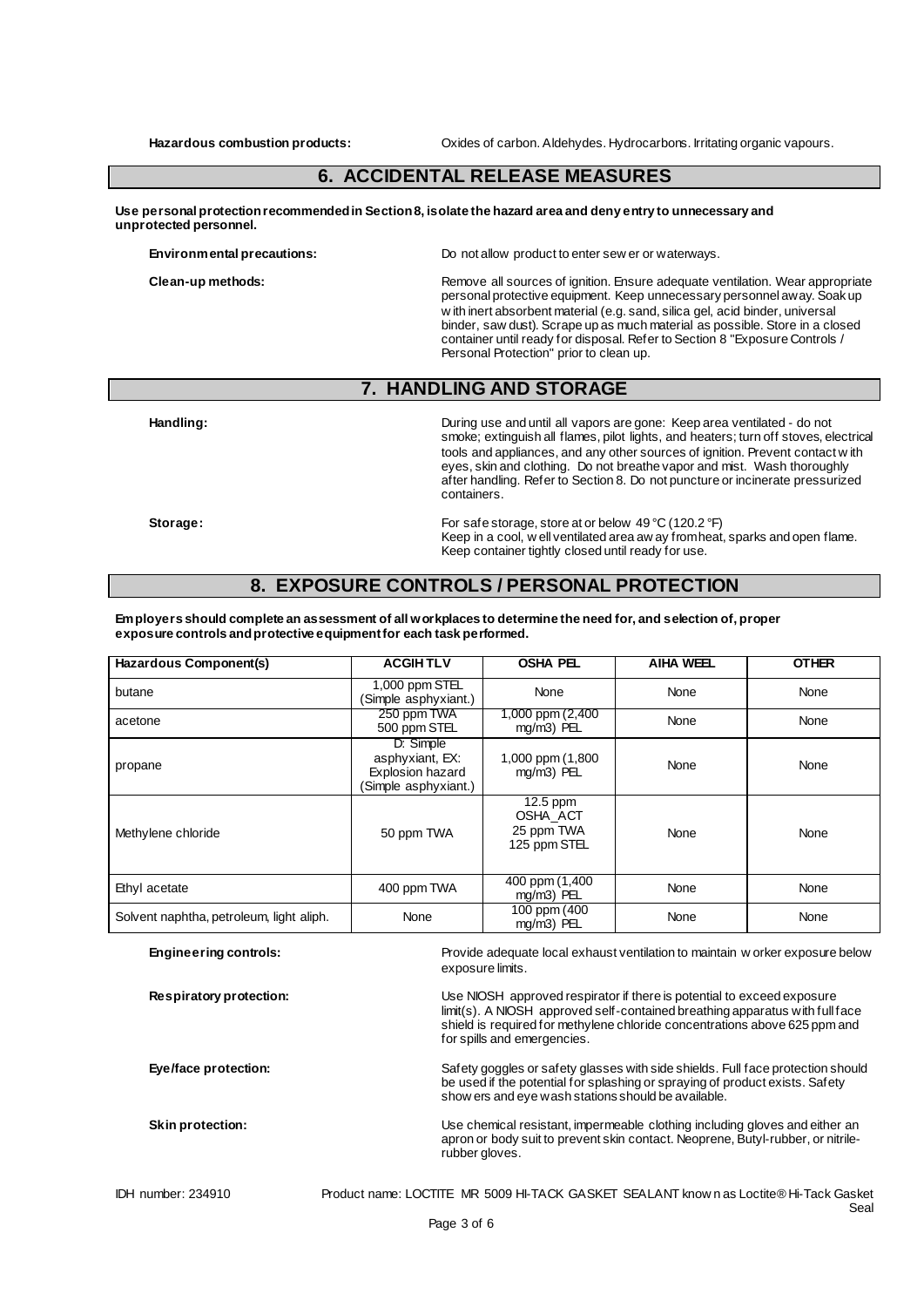**Hazardous combustion products:** Oxides of carbon. Aldehydes. Hydrocarbons. Irritating organic vapours.

## 6. ACCIDENTAL RELEASE MEASURES

**Use personal protection recommended in Section 8, isolate the hazard area and deny entry to unnecessary and unprotected personnel.**

**Environmental precautions:** Do not allow product to enter sewer or waterways.

**Clean-up methods:** Remove all sources of ignition. Ensure adequate ventilation. Wear appropriate personal protective equipment. Keep unnecessary personnel away. Soak up with inert absorbent material (e.g. sand, silica gel, acid binder, universal binder, saw dust). Scrape up as much material as possible. Store in a closed container until ready for disposal. Refer to Section 8 "Exposure Controls / Personal Protection" prior to clean up.

## 7. HANDLING AND STORAGE

**Handling:** During use and until all vapors are gone: Keep area ventilated - do not smoke; extinguish all flames, pilot lights, and heaters; turn off stoves, electrical tools and appliances, and any other sources of ignition. Prevent contact with eyes, skin and clothing. Do not breathe vapor and mist. Wash thoroughly after handling. Refer to Section 8. Do not puncture or incinerate pressurized containers.

**Storage:** For safe storage, store at or below 49 °C (120.2 °F)
Keep in a cool, well ventilated area away from heat, sparks and open flame.
Keep container tightly closed until ready for use.

## 8. EXPOSURE CONTROLS / PERSONAL PROTECTION

**Employers should complete an assessment of all workplaces to determine the need for, and selection of, proper exposure controls and protective equipment for each task performed.**

| Hazardous Component(s) | ACGIH TLV | OSHA PEL | AIHA WEEL | OTHER |
|---|---|---|---|---|
| butane | 1,000 ppm STEL (Simple asphyxiant.) | None | None | None |
| acetone | 250 ppm TWA 500 ppm STEL | 1,000 ppm (2,400 mg/m3) PEL | None | None |
| propane | D: Simple asphyxiant, EX: Explosion hazard (Simple asphyxiant.) | 1,000 ppm (1,800 mg/m3) PEL | None | None |
| Methylene chloride | 50 ppm TWA | 12.5 ppm OSHA_ACT 25 ppm TWA 125 ppm STEL | None | None |
| Ethyl acetate | 400 ppm TWA | 400 ppm (1,400 mg/m3) PEL | None | None |
| Solvent naphtha, petroleum, light aliph. | None | 100 ppm (400 mg/m3) PEL | None | None |

**Engineering controls:** Provide adequate local exhaust ventilation to maintain worker exposure below exposure limits.

**Respiratory protection:** Use NIOSH approved respirator if there is potential to exceed exposure limit(s). A NIOSH approved self-contained breathing apparatus with full face shield is required for methylene chloride concentrations above 625 ppm and for spills and emergencies.

**Eye/face protection:** Safety goggles or safety glasses with side shields. Full face protection should be used if the potential for splashing or spraying of product exists. Safety showers and eye wash stations should be available.

**Skin protection:** Use chemical resistant, impermeable clothing including gloves and either an apron or body suit to prevent skin contact. Neoprene, Butyl-rubber, or nitrile-rubber gloves.

IDH number: 234910    Product name: LOCTITE MR 5009 HI-TACK GASKET SEALANT known as Loctite® Hi-Tack Gasket Seal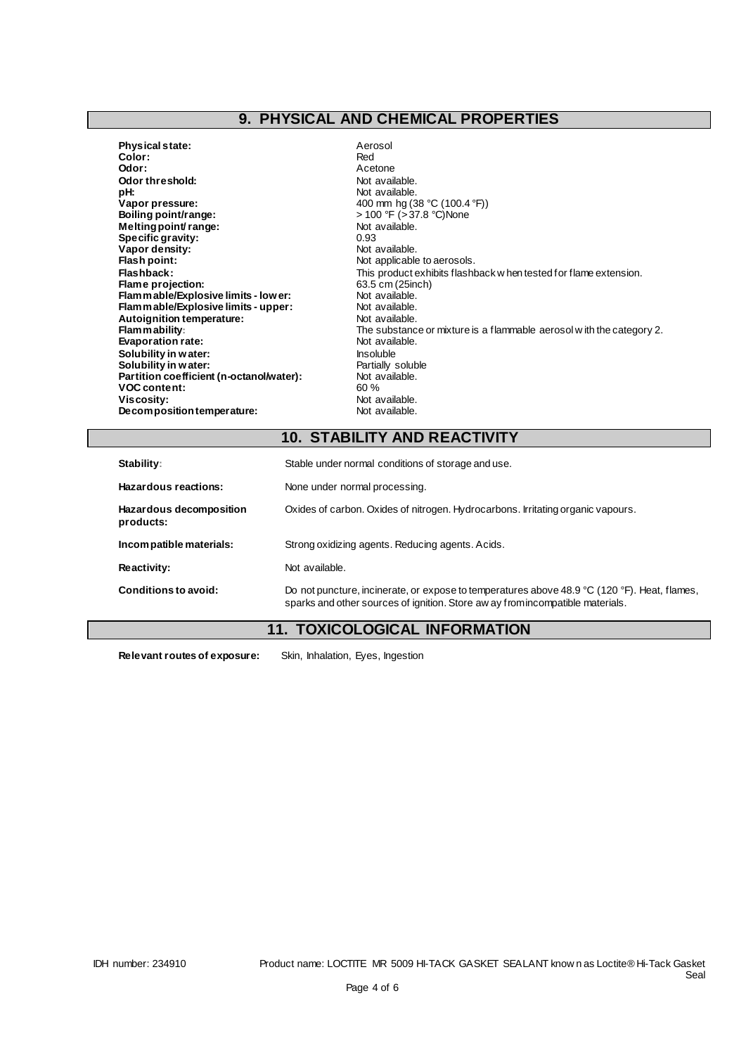## 9. PHYSICAL AND CHEMICAL PROPERTIES

| | |
|---|---|
| **Physical state:** | Aerosol |
| **Color:** | Red |
| **Odor:** | Acetone |
| **Odor threshold:** | Not available. |
| **pH:** | Not available. |
| **Vapor pressure:** | 400 mm hg (38 °C (100.4 °F)) |
| **Boiling point/range:** | > 100 °F (> 37.8 °C)None |
| **Melting point/ range:** | Not available. |
| **Specific gravity:** | 0.93 |
| **Vapor density:** | Not available. |
| **Flash point:** | Not applicable to aerosols. |
| **Flashback:** | This product exhibits flashback when tested for flame extension. |
| **Flame projection:** | 63.5 cm (25inch) |
| **Flammable/Explosive limits - lower:** | Not available. |
| **Flammable/Explosive limits - upper:** | Not available. |
| **Autoignition temperature:** | Not available. |
| **Flammability:** | The substance or mixture is a flammable aerosol with the category 2. |
| **Evaporation rate:** | Not available. |
| **Solubility in water:** | Insoluble |
| **Solubility in water:** | Partially soluble |
| **Partition coefficient (n-octanol/water):** | Not available. |
| **VOC content:** | 60 % |
| **Viscosity:** | Not available. |
| **Decomposition temperature:** | Not available. |

## 10. STABILITY AND REACTIVITY

| | |
|---|---|
| **Stability:** | Stable under normal conditions of storage and use. |
| **Hazardous reactions:** | None under normal processing. |
| **Hazardous decomposition products:** | Oxides of carbon. Oxides of nitrogen. Hydrocarbons. Irritating organic vapours. |
| **Incompatible materials:** | Strong oxidizing agents. Reducing agents. Acids. |
| **Reactivity:** | Not available. |
| **Conditions to avoid:** | Do not puncture, incinerate, or expose to temperatures above 48.9 °C (120 °F). Heat, flames, sparks and other sources of ignition. Store away from incompatible materials. |

## 11. TOXICOLOGICAL INFORMATION

**Relevant routes of exposure:** Skin, Inhalation, Eyes, Ingestion

IDH number: 234910 Product name: LOCTITE MR 5009 HI-TACK GASKET SEALANT known as Loctite® Hi-Tack Gasket Seal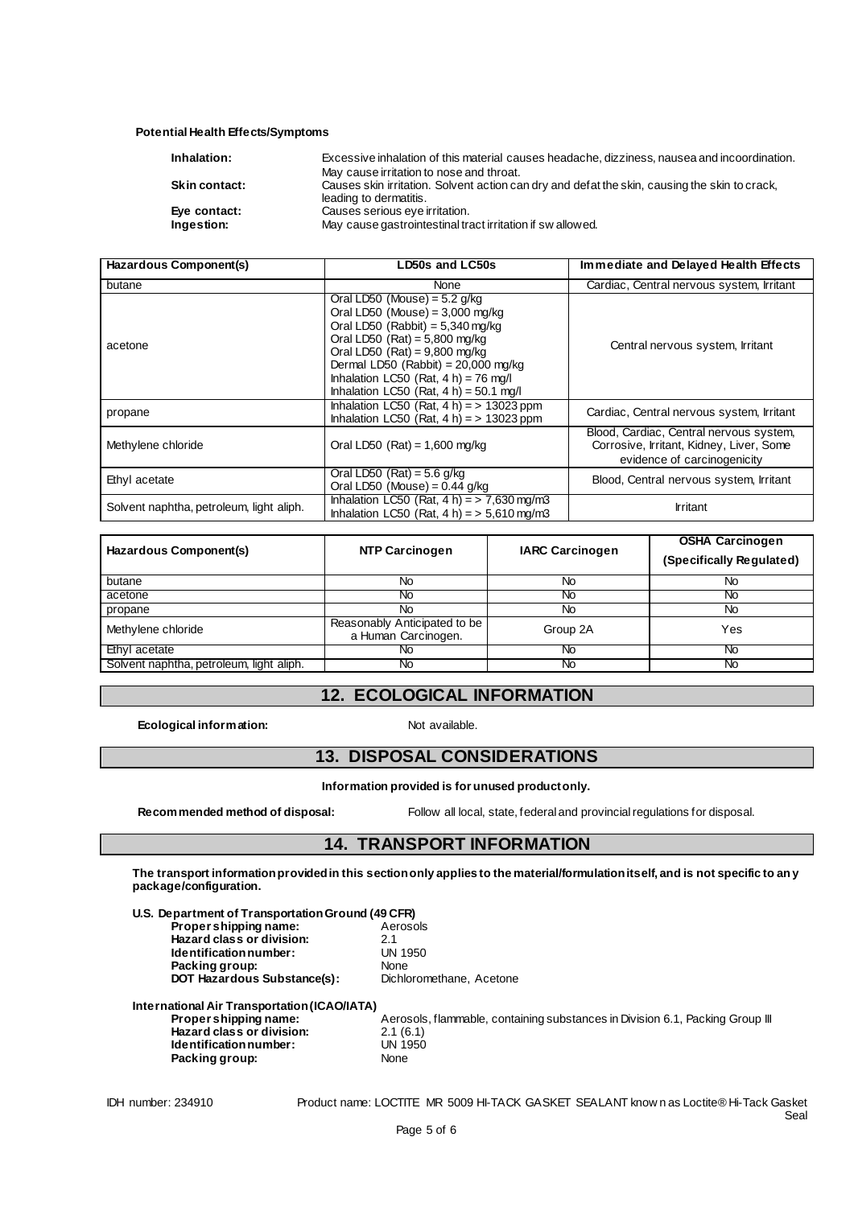**Potential Health Effects/Symptoms**

**Inhalation:** Excessive inhalation of this material causes headache, dizziness, nausea and incoordination. May cause irritation to nose and throat.

**Skin contact:** Causes skin irritation. Solvent action can dry and defat the skin, causing the skin to crack, leading to dermatitis.

**Eye contact:** Causes serious eye irritation.

**Ingestion:** May cause gastrointestinal tract irritation if swallowed.

| Hazardous Component(s) | LD50s and LC50s | Immediate and Delayed Health Effects |
|---|---|---|
| butane | None | Cardiac, Central nervous system, Irritant |
| acetone | Oral LD50 (Mouse) = 5.2 g/kg<br>Oral LD50 (Mouse) = 3,000 mg/kg<br>Oral LD50 (Rabbit) = 5,340 mg/kg<br>Oral LD50 (Rat) = 5,800 mg/kg<br>Oral LD50 (Rat) = 9,800 mg/kg<br>Dermal LD50 (Rabbit) = 20,000 mg/kg<br>Inhalation LC50 (Rat, 4 h) = 76 mg/l<br>Inhalation LC50 (Rat, 4 h) = 50.1 mg/l | Central nervous system, Irritant |
| propane | Inhalation LC50 (Rat, 4 h) = > 13023 ppm<br>Inhalation LC50 (Rat, 4 h) = > 13023 ppm | Cardiac, Central nervous system, Irritant |
| Methylene chloride | Oral LD50 (Rat) = 1,600 mg/kg | Blood, Cardiac, Central nervous system, Corrosive, Irritant, Kidney, Liver, Some evidence of carcinogenicity |
| Ethyl acetate | Oral LD50 (Rat) = 5.6 g/kg<br>Oral LD50 (Mouse) = 0.44 g/kg | Blood, Central nervous system, Irritant |
| Solvent naphtha, petroleum, light aliph. | Inhalation LC50 (Rat, 4 h) = > 7,630 mg/m3<br>Inhalation LC50 (Rat, 4 h) = > 5,610 mg/m3 | Irritant |

| Hazardous Component(s) | NTP Carcinogen | IARC Carcinogen | OSHA Carcinogen (Specifically Regulated) |
|---|---|---|---|
| butane | No | No | No |
| acetone | No | No | No |
| propane | No | No | No |
| Methylene chloride | Reasonably Anticipated to be a Human Carcinogen. | Group 2A | Yes |
| Ethyl acetate | No | No | No |
| Solvent naphtha, petroleum, light aliph. | No | No | No |

## 12. ECOLOGICAL INFORMATION

**Ecological information:** Not available.

## 13. DISPOSAL CONSIDERATIONS

**Information provided is for unused product only.**

**Recommended method of disposal:** Follow all local, state, federal and provincial regulations for disposal.

## 14. TRANSPORT INFORMATION

**The transport information provided in this section only applies to the material/formulation itself, and is not specific to any package/configuration.**

**U.S. Department of Transportation Ground (49 CFR)**

- **Proper shipping name:** Aerosols
- **Hazard class or division:** 2.1
- **Identification number:** UN 1950
- **Packing group:** None
- **DOT Hazardous Substance(s):** Dichloromethane, Acetone

**International Air Transportation (ICAO/IATA)**

- **Proper shipping name:** Aerosols, flammable, containing substances in Division 6.1, Packing Group III
- **Hazard class or division:** 2.1 (6.1)
- **Identification number:** UN 1950
- **Packing group:** None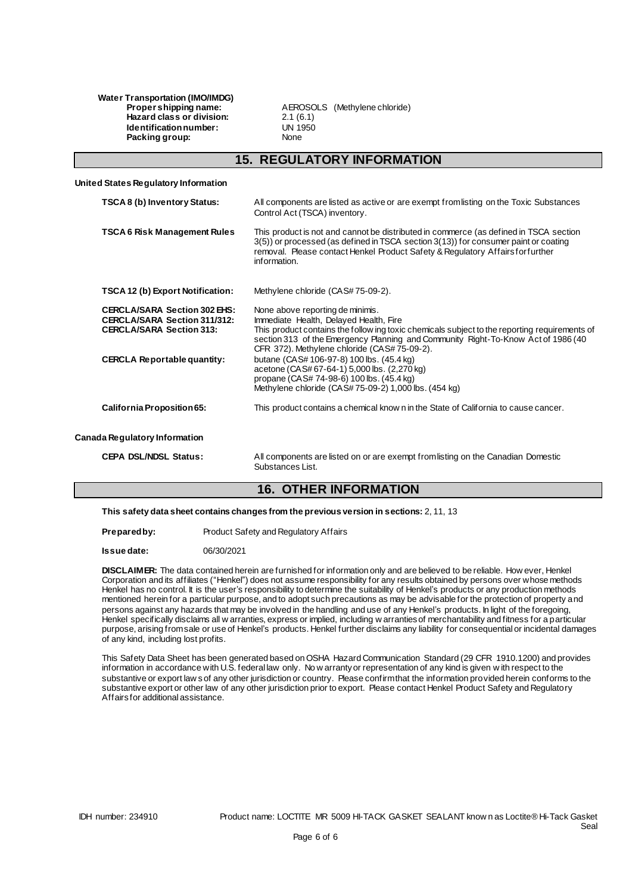**Water Transportation (IMO/IMDG)**

| | |
|---|---|
| **Proper shipping name:** | AEROSOLS (Methylene chloride) |
| **Hazard class or division:** | 2.1 (6.1) |
| **Identification number:** | UN 1950 |
| **Packing group:** | None |

## 15. REGULATORY INFORMATION

**United States Regulatory Information**

| | |
|---|---|
| **TSCA 8 (b) Inventory Status:** | All components are listed as active or are exempt from listing on the Toxic Substances Control Act (TSCA) inventory. |
| **TSCA 6 Risk Management Rules** | This product is not and cannot be distributed in commerce (as defined in TSCA section 3(5)) or processed (as defined in TSCA section 3(13)) for consumer paint or coating removal. Please contact Henkel Product Safety & Regulatory Affairs for further information. |
| **TSCA 12 (b) Export Notification:** | Methylene chloride (CAS# 75-09-2). |
| **CERCLA/SARA Section 302 EHS:** | None above reporting de minimis. |
| **CERCLA/SARA Section 311/312:** | Immediate Health, Delayed Health, Fire |
| **CERCLA/SARA Section 313:** | This product contains the following toxic chemicals subject to the reporting requirements of section 313 of the Emergency Planning and Community Right-To-Know Act of 1986 (40 CFR 372). Methylene chloride (CAS# 75-09-2). |
| **CERCLA Reportable quantity:** | butane (CAS# 106-97-8) 100 lbs. (45.4 kg)<br>acetone (CAS# 67-64-1) 5,000 lbs. (2,270 kg)<br>propane (CAS# 74-98-6) 100 lbs. (45.4 kg)<br>Methylene chloride (CAS# 75-09-2) 1,000 lbs. (454 kg) |
| **California Proposition 65:** | This product contains a chemical known in the State of California to cause cancer. |

**Canada Regulatory Information**

| | |
|---|---|
| **CEPA DSL/NDSL Status:** | All components are listed on or are exempt from listing on the Canadian Domestic Substances List. |

## 16. OTHER INFORMATION

**This safety data sheet contains changes from the previous version in sections:** 2, 11, 13

**Prepared by:** Product Safety and Regulatory Affairs

**Issue date:** 06/30/2021

**DISCLAIMER:** The data contained herein are furnished for information only and are believed to be reliable. However, Henkel Corporation and its affiliates ("Henkel") does not assume responsibility for any results obtained by persons over whose methods Henkel has no control. It is the user's responsibility to determine the suitability of Henkel's products or any production methods mentioned herein for a particular purpose, and to adopt such precautions as may be advisable for the protection of property and persons against any hazards that may be involved in the handling and use of any Henkel's products. In light of the foregoing, Henkel specifically disclaims all warranties, express or implied, including warranties of merchantability and fitness for a particular purpose, arising from sale or use of Henkel's products. Henkel further disclaims any liability for consequential or incidental damages of any kind, including lost profits.

This Safety Data Sheet has been generated based on OSHA Hazard Communication Standard (29 CFR 1910.1200) and provides information in accordance with U.S. federal law only. No warranty or representation of any kind is given with respect to the substantive or export laws of any other jurisdiction or country. Please confirm that the information provided herein conforms to the substantive export or other law of any other jurisdiction prior to export. Please contact Henkel Product Safety and Regulatory Affairs for additional assistance.

IDH number: 234910 Product name: LOCTITE MR 5009 HI-TACK GASKET SEALANT known as Loctite® Hi-Tack Gasket Seal